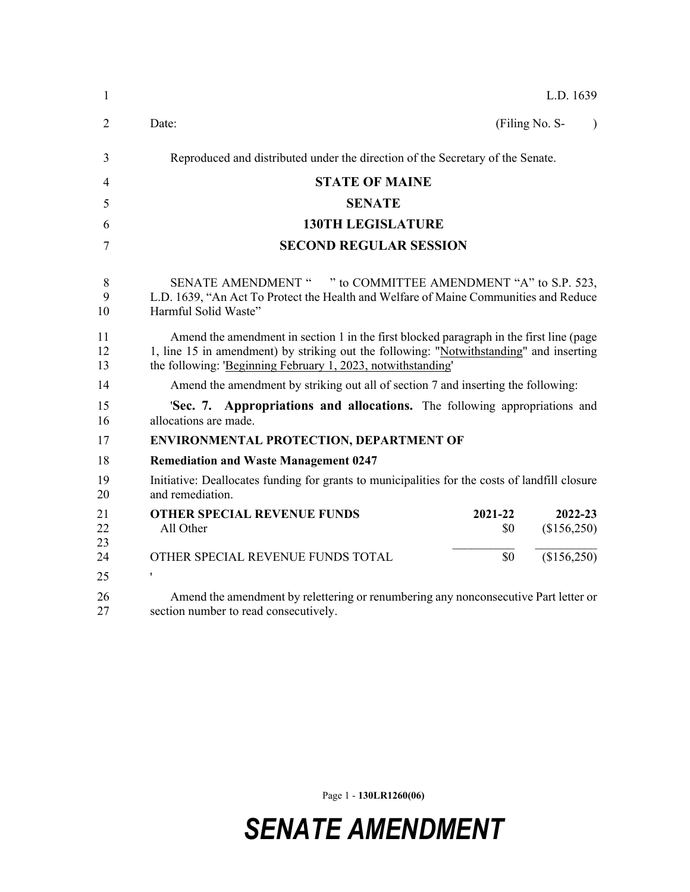L.D. 1639

Date: (Filing No. S- )

Reproduced and distributed under the direction of the Secretary of the Senate.

# STATE OF MAINE

## SENATE

## 130TH LEGISLATURE

## SECOND REGULAR SESSION

SENATE AMENDMENT " " to COMMITTEE AMENDMENT "A" to S.P. 523, L.D. 1639, "An Act To Protect the Health and Welfare of Maine Communities and Reduce Harmful Solid Waste"

Amend the amendment in section 1 in the first blocked paragraph in the first line (page 1, line 15 in amendment) by striking out the following: "Notwithstanding" and inserting the following: 'Beginning February 1, 2023, notwithstanding'

Amend the amendment by striking out all of section 7 and inserting the following:

'**Sec. 7. Appropriations and allocations.** The following appropriations and allocations are made.

**ENVIRONMENTAL PROTECTION, DEPARTMENT OF**

**Remediation and Waste Management 0247**

Initiative: Deallocates funding for grants to municipalities for the costs of landfill closure and remediation.

| **OTHER SPECIAL REVENUE FUNDS** | **2021-22** | **2022-23** |
|---|---|---|
| All Other | $0 | ($156,250) |
| OTHER SPECIAL REVENUE FUNDS TOTAL | $0 | ($156,250) |

'

Amend the amendment by relettering or renumbering any nonconsecutive Part letter or section number to read consecutively.

**SENATE AMENDMENT**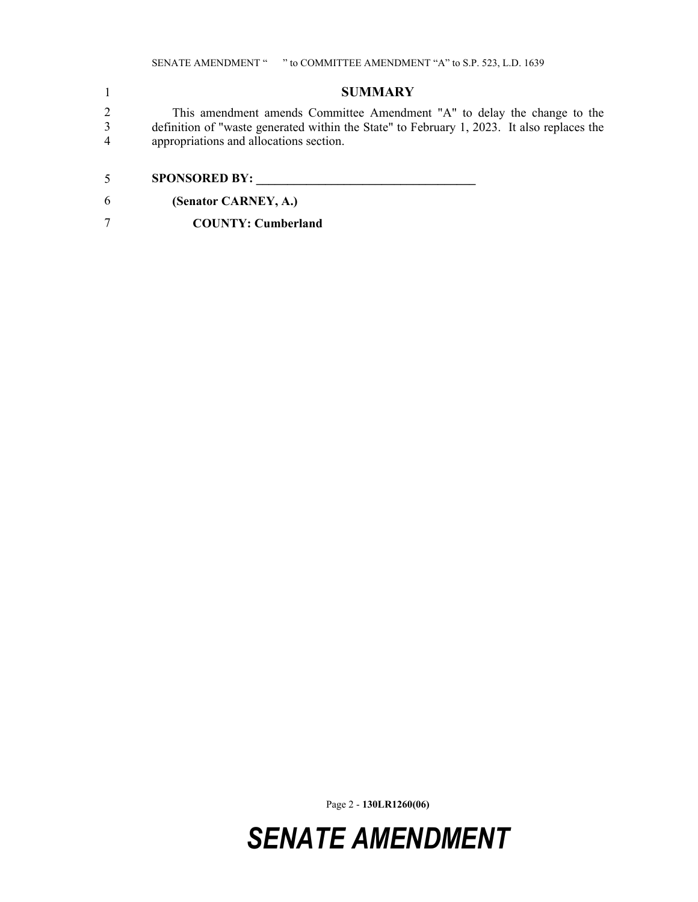## SUMMARY

This amendment amends Committee Amendment "A" to delay the change to the definition of "waste generated within the State" to February 1, 2023. It also replaces the appropriations and allocations section.

**SPONSORED BY: ____________________________________**

**(Senator CARNEY, A.)**

**COUNTY: Cumberland**